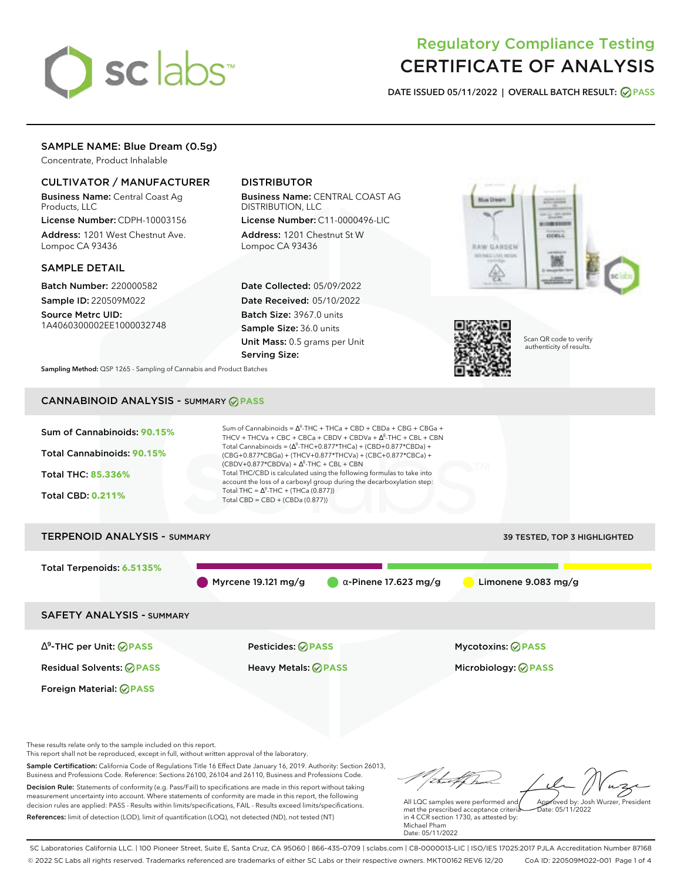# Regulatory Compliance Testing
# CERTIFICATE OF ANALYSIS

DATE ISSUED 05/11/2022 | OVERALL BATCH RESULT: PASS

## SAMPLE NAME: Blue Dream (0.5g)

Concentrate, Product Inhalable

### CULTIVATOR / MANUFACTURER

**Business Name:** Central Coast Ag Products, LLC

**License Number:** CDPH-10003156

**Address:** 1201 West Chestnut Ave. Lompoc CA 93436

### DISTRIBUTOR

**Business Name:** CENTRAL COAST AG DISTRIBUTION, LLC

**License Number:** C11-0000496-LIC

**Address:** 1201 Chestnut St W Lompoc CA 93436

### SAMPLE DETAIL

**Batch Number:** 220000582

**Sample ID:** 220509M022

**Source Metrc UID:** 1A4060300002EE1000032748

**Date Collected:** 05/09/2022

**Date Received:** 05/10/2022

**Batch Size:** 3967.0 units

**Sample Size:** 36.0 units

**Unit Mass:** 0.5 grams per Unit

**Serving Size:**

Scan QR code to verify authenticity of results.

**Sampling Method:** QSP 1265 - Sampling of Cannabis and Product Batches

## CANNABINOID ANALYSIS - SUMMARY PASS

**Sum of Cannabinoids:** 90.15%

**Total Cannabinoids:** 90.15%

**Total THC:** 85.336%

**Total CBD:** 0.211%

Sum of Cannabinoids = $\Delta^9$-THC + THCa + CBD + CBDa + CBG + CBGa + THCV + THCVa + CBC + CBCa + CBDV + CBDVa + $\Delta^8$-THC + CBL + CBN

Total Cannabinoids = ($\Delta^9$-THC+0.877*THCa) + (CBD+0.877*CBDa) + (CBG+0.877*CBGa) + (THCV+0.877*THCVa) + (CBC+0.877*CBCa) + (CBDV+0.877*CBDVa) + $\Delta^8$-THC + CBL + CBN

Total THC/CBD is calculated using the following formulas to take into account the loss of a carboxyl group during the decarboxylation step:

Total THC = $\Delta^9$-THC + (THCa (0.877))

Total CBD = CBD + (CBDa (0.877))

## TERPENOID ANALYSIS - SUMMARY

39 TESTED, TOP 3 HIGHLIGHTED

**Total Terpenoids:** 6.5135%

Myrcene 19.121 mg/g

α-Pinene 17.623 mg/g

Limonene 9.083 mg/g

## SAFETY ANALYSIS - SUMMARY

| | | |
|---|---|---|
| $\Delta^9$-THC per Unit: PASS | Pesticides: PASS | Mycotoxins: PASS |
| Residual Solvents: PASS | Heavy Metals: PASS | Microbiology: PASS |
| Foreign Material: PASS | | |

These results relate only to the sample included on this report.
This report shall not be reproduced, except in full, without written approval of the laboratory.

**Sample Certification:** California Code of Regulations Title 16 Effect Date January 16, 2019. Authority: Section 26013, Business and Professions Code. Reference: Sections 26100, 26104 and 26110, Business and Professions Code.

**Decision Rule:** Statements of conformity (e.g. Pass/Fail) to specifications are made in this report without taking measurement uncertainty into account. Where statements of conformity are made in this report, the following decision rules are applied: PASS - Results within limits/specifications, FAIL - Results exceed limits/specifications.

**References:** limit of detection (LOD), limit of quantification (LOQ), not detected (ND), not tested (NT)

All LQC samples were performed and met the prescribed acceptance criteria in 4 CCR section 1730, as attested by: Michael Pham
Date: 05/11/2022

Approved by: Josh Wurzer, President
Date: 05/11/2022

SC Laboratories California LLC. | 100 Pioneer Street, Suite E, Santa Cruz, CA 95060 | 866-435-0709 | sclabs.com | C8-0000013-LIC | ISO/IES 17025:2017 PJLA Accreditation Number 87168

© 2022 SC Labs all rights reserved. Trademarks referenced are trademarks of either SC Labs or their respective owners. MKT00162 REV6 12/20 CoA ID: 220509M022-001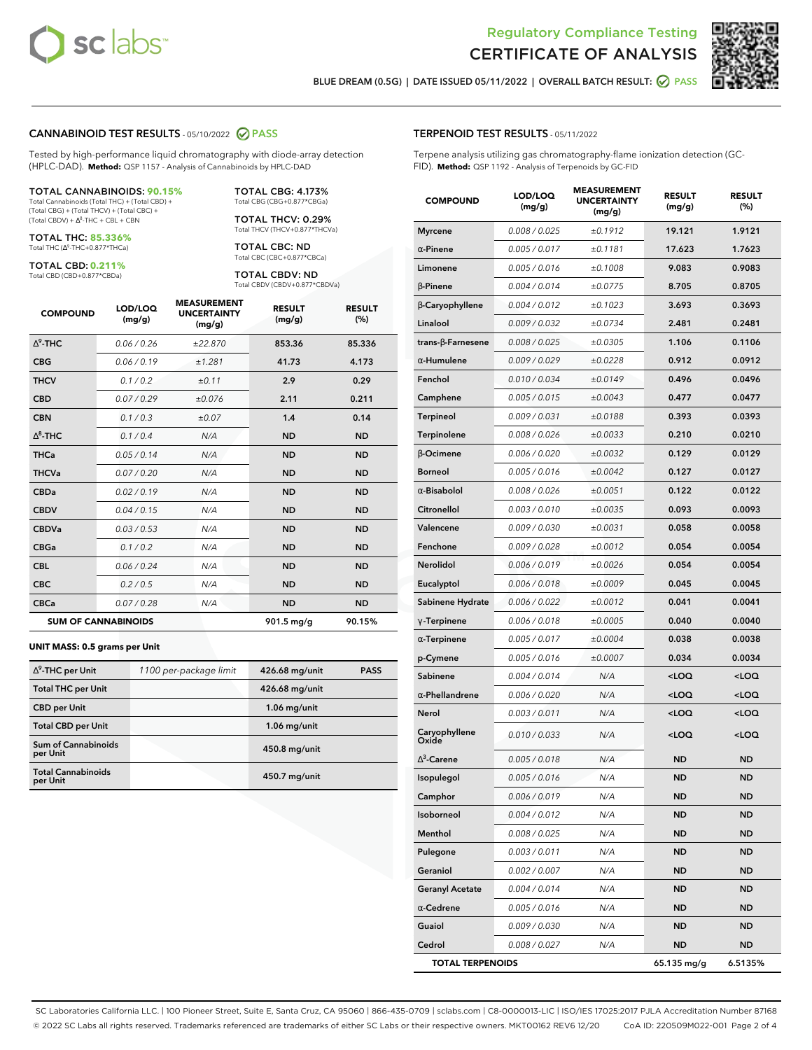Regulatory Compliance Testing

# CERTIFICATE OF ANALYSIS

BLUE DREAM (0.5G) | DATE ISSUED 05/11/2022 | OVERALL BATCH RESULT: PASS

## CANNABINOID TEST RESULTS - 05/10/2022 PASS

Tested by high-performance liquid chromatography with diode-array detection (HPLC-DAD). **Method:** QSP 1157 - Analysis of Cannabinoids by HPLC-DAD

**TOTAL CANNABINOIDS: 90.15%**
Total Cannabinoids (Total THC) + (Total CBD) + (Total CBG) + (Total THCV) + (Total CBC) + (Total CBDV) + $\Delta^8$-THC + CBL + CBN

**TOTAL THC: 85.336%**
Total THC ($\Delta^9$-THC+0.877*THCa)

**TOTAL CBD: 0.211%**
Total CBD (CBD+0.877*CBDa)

**TOTAL CBG: 4.173%**
Total CBG (CBG+0.877*CBGa)

**TOTAL THCV: 0.29%**
Total THCV (THCV+0.877*THCVa)

**TOTAL CBC: ND**
Total CBC (CBC+0.877*CBCa)

**TOTAL CBDV: ND**
Total CBDV (CBDV+0.877*CBDVa)

| COMPOUND | LOD/LOQ (mg/g) | MEASUREMENT UNCERTAINTY (mg/g) | RESULT (mg/g) | RESULT (%) |
|---|---|---|---|---|
| $\Delta^9$-THC | 0.06 / 0.26 | ±22.870 | 853.36 | 85.336 |
| CBG | 0.06 / 0.19 | ±1.281 | 41.73 | 4.173 |
| THCV | 0.1 / 0.2 | ±0.11 | 2.9 | 0.29 |
| CBD | 0.07 / 0.29 | ±0.076 | 2.11 | 0.211 |
| CBN | 0.1 / 0.3 | ±0.07 | 1.4 | 0.14 |
| $\Delta^8$-THC | 0.1 / 0.4 | N/A | ND | ND |
| THCa | 0.05 / 0.14 | N/A | ND | ND |
| THCVa | 0.07 / 0.20 | N/A | ND | ND |
| CBDa | 0.02 / 0.19 | N/A | ND | ND |
| CBDV | 0.04 / 0.15 | N/A | ND | ND |
| CBDVa | 0.03 / 0.53 | N/A | ND | ND |
| CBGa | 0.1 / 0.2 | N/A | ND | ND |
| CBL | 0.06 / 0.24 | N/A | ND | ND |
| CBC | 0.2 / 0.5 | N/A | ND | ND |
| CBCa | 0.07 / 0.28 | N/A | ND | ND |
| **SUM OF CANNABINOIDS** | | | 901.5 mg/g | 90.15% |

**UNIT MASS: 0.5 grams per Unit**

| | | | |
|---|---|---|---|
| $\Delta^9$-THC per Unit | 1100 per-package limit | 426.68 mg/unit | PASS |
| Total THC per Unit | | 426.68 mg/unit | |
| CBD per Unit | | 1.06 mg/unit | |
| Total CBD per Unit | | 1.06 mg/unit | |
| Sum of Cannabinoids per Unit | | 450.8 mg/unit | |
| Total Cannabinoids per Unit | | 450.7 mg/unit | |

## TERPENOID TEST RESULTS - 05/11/2022

Terpene analysis utilizing gas chromatography-flame ionization detection (GC-FID). **Method:** QSP 1192 - Analysis of Terpenoids by GC-FID

| COMPOUND | LOD/LOQ (mg/g) | MEASUREMENT UNCERTAINTY (mg/g) | RESULT (mg/g) | RESULT (%) |
|---|---|---|---|---|
| Myrcene | 0.008 / 0.025 | ±0.1912 | 19.121 | 1.9121 |
| α-Pinene | 0.005 / 0.017 | ±0.1181 | 17.623 | 1.7623 |
| Limonene | 0.005 / 0.016 | ±0.1008 | 9.083 | 0.9083 |
| β-Pinene | 0.004 / 0.014 | ±0.0775 | 8.705 | 0.8705 |
| β-Caryophyllene | 0.004 / 0.012 | ±0.1023 | 3.693 | 0.3693 |
| Linalool | 0.009 / 0.032 | ±0.0734 | 2.481 | 0.2481 |
| trans-β-Farnesene | 0.008 / 0.025 | ±0.0305 | 1.106 | 0.1106 |
| α-Humulene | 0.009 / 0.029 | ±0.0228 | 0.912 | 0.0912 |
| Fenchol | 0.010 / 0.034 | ±0.0149 | 0.496 | 0.0496 |
| Camphene | 0.005 / 0.015 | ±0.0043 | 0.477 | 0.0477 |
| Terpineol | 0.009 / 0.031 | ±0.0188 | 0.393 | 0.0393 |
| Terpinolene | 0.008 / 0.026 | ±0.0033 | 0.210 | 0.0210 |
| β-Ocimene | 0.006 / 0.020 | ±0.0032 | 0.129 | 0.0129 |
| Borneol | 0.005 / 0.016 | ±0.0042 | 0.127 | 0.0127 |
| α-Bisabolol | 0.008 / 0.026 | ±0.0051 | 0.122 | 0.0122 |
| Citronellol | 0.003 / 0.010 | ±0.0035 | 0.093 | 0.0093 |
| Valencene | 0.009 / 0.030 | ±0.0031 | 0.058 | 0.0058 |
| Fenchone | 0.009 / 0.028 | ±0.0012 | 0.054 | 0.0054 |
| Nerolidol | 0.006 / 0.019 | ±0.0026 | 0.054 | 0.0054 |
| Eucalyptol | 0.006 / 0.018 | ±0.0009 | 0.045 | 0.0045 |
| Sabinene Hydrate | 0.006 / 0.022 | ±0.0012 | 0.041 | 0.0041 |
| γ-Terpinene | 0.006 / 0.018 | ±0.0005 | 0.040 | 0.0040 |
| α-Terpinene | 0.005 / 0.017 | ±0.0004 | 0.038 | 0.0038 |
| p-Cymene | 0.005 / 0.016 | ±0.0007 | 0.034 | 0.0034 |
| Sabinene | 0.004 / 0.014 | N/A | <LOQ | <LOQ |
| α-Phellandrene | 0.006 / 0.020 | N/A | <LOQ | <LOQ |
| Nerol | 0.003 / 0.011 | N/A | <LOQ | <LOQ |
| Caryophyllene Oxide | 0.010 / 0.033 | N/A | <LOQ | <LOQ |
| $\Delta^3$-Carene | 0.005 / 0.018 | N/A | ND | ND |
| Isopulegol | 0.005 / 0.016 | N/A | ND | ND |
| Camphor | 0.006 / 0.019 | N/A | ND | ND |
| Isoborneol | 0.004 / 0.012 | N/A | ND | ND |
| Menthol | 0.008 / 0.025 | N/A | ND | ND |
| Pulegone | 0.003 / 0.011 | N/A | ND | ND |
| Geraniol | 0.002 / 0.007 | N/A | ND | ND |
| Geranyl Acetate | 0.004 / 0.014 | N/A | ND | ND |
| α-Cedrene | 0.005 / 0.016 | N/A | ND | ND |
| Guaiol | 0.009 / 0.030 | N/A | ND | ND |
| Cedrol | 0.008 / 0.027 | N/A | ND | ND |
| **TOTAL TERPENOIDS** | | | 65.135 mg/g | 6.5135% |

SC Laboratories California LLC. | 100 Pioneer Street, Suite E, Santa Cruz, CA 95060 | 866-435-0709 | sclabs.com | C8-0000013-LIC | ISO/IES 17025:2017 PJLA Accreditation Number 87168
© 2022 SC Labs all rights reserved. Trademarks referenced are trademarks of either SC Labs or their respective owners. MKT00162 REV6 12/20 CoA ID: 220509M022-001